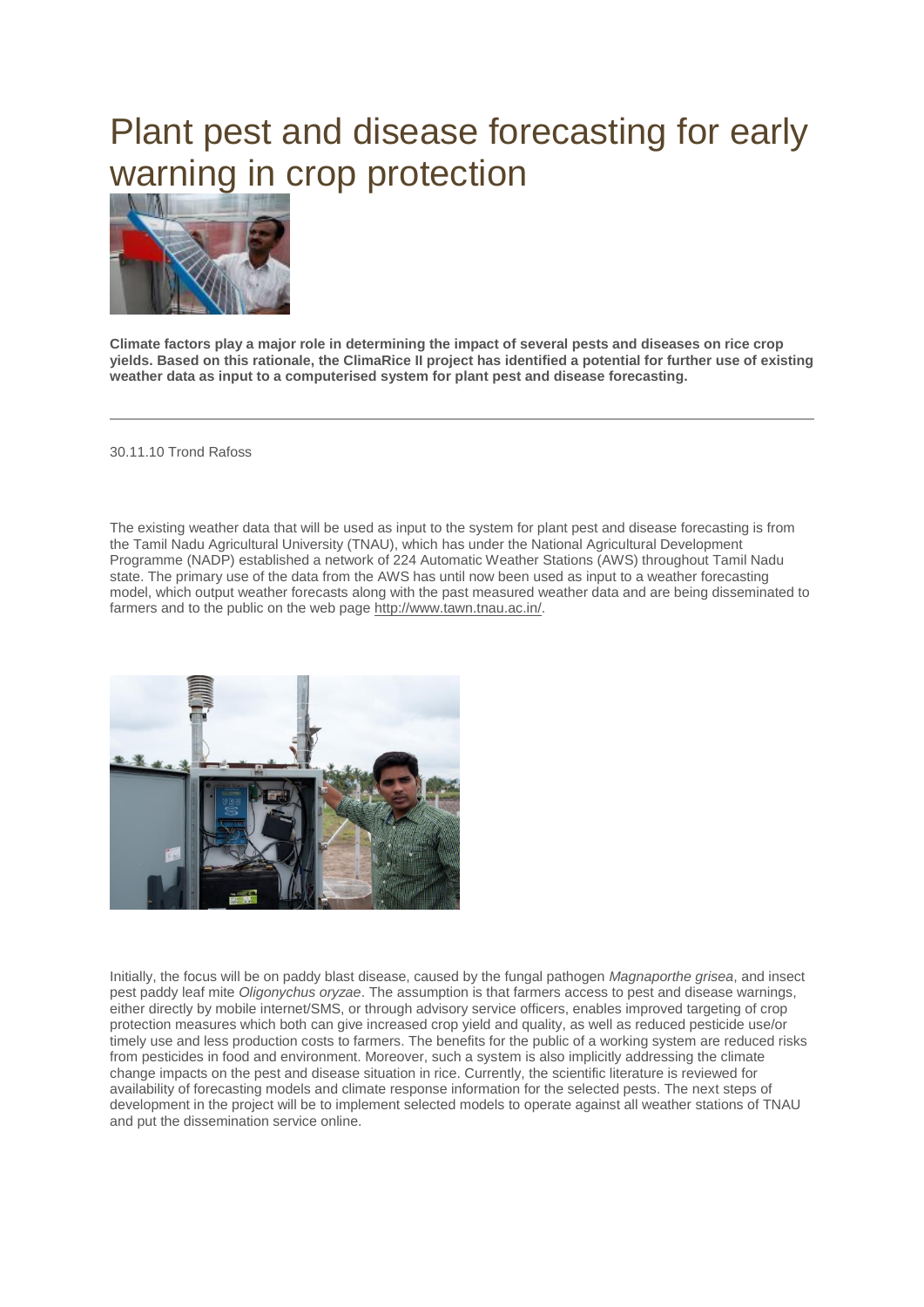# Plant pest and disease forecasting for early warning in crop protection

**Climate factors play a major role in determining the impact of several pests and diseases on rice crop yields. Based on this rationale, the ClimaRice II project has identified a potential for further use of existing weather data as input to a computerised system for plant pest and disease forecasting.**

---

30.11.10 Trond Rafoss

The existing weather data that will be used as input to the system for plant pest and disease forecasting is from the Tamil Nadu Agricultural University (TNAU), which has under the National Agricultural Development Programme (NADP) established a network of 224 Automatic Weather Stations (AWS) throughout Tamil Nadu state. The primary use of the data from the AWS has until now been used as input to a weather forecasting model, which output weather forecasts along with the past measured weather data and are being disseminated to farmers and to the public on the web page http://www.tawn.tnau.ac.in/.

Initially, the focus will be on paddy blast disease, caused by the fungal pathogen *Magnaporthe grisea*, and insect pest paddy leaf mite *Oligonychus oryzae*. The assumption is that farmers access to pest and disease warnings, either directly by mobile internet/SMS, or through advisory service officers, enables improved targeting of crop protection measures which both can give increased crop yield and quality, as well as reduced pesticide use/or timely use and less production costs to farmers. The benefits for the public of a working system are reduced risks from pesticides in food and environment. Moreover, such a system is also implicitly addressing the climate change impacts on the pest and disease situation in rice. Currently, the scientific literature is reviewed for availability of forecasting models and climate response information for the selected pests. The next steps of development in the project will be to implement selected models to operate against all weather stations of TNAU and put the dissemination service online.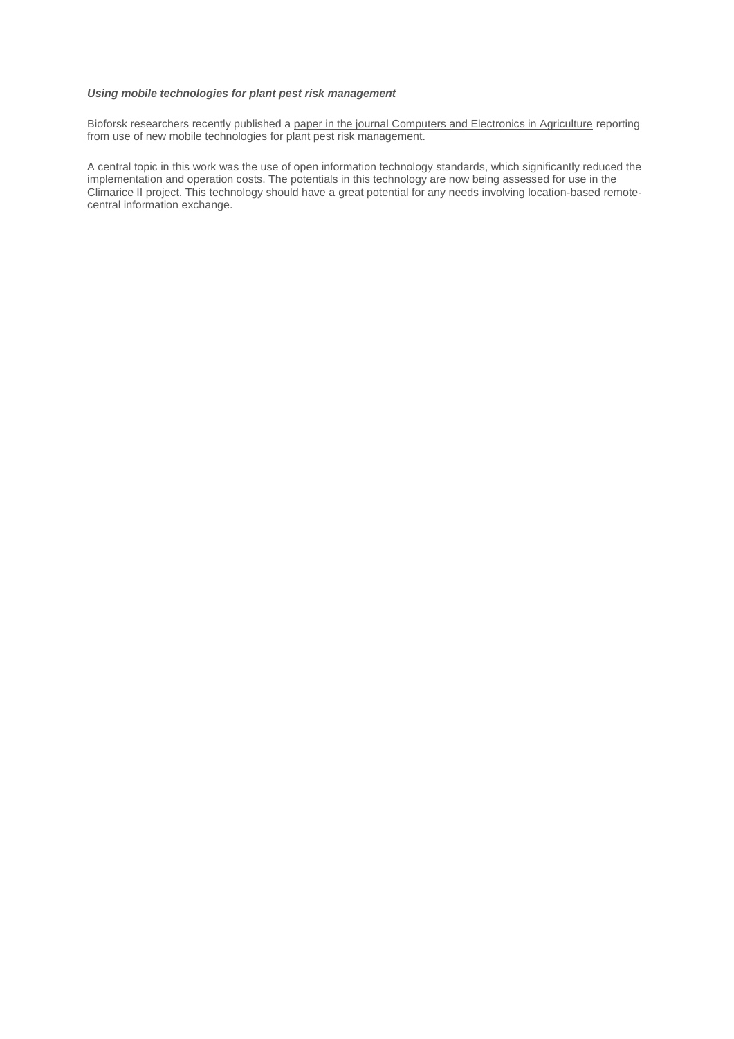***Using mobile technologies for plant pest risk management***

Bioforsk researchers recently published a paper in the journal Computers and Electronics in Agriculture reporting from use of new mobile technologies for plant pest risk management.

A central topic in this work was the use of open information technology standards, which significantly reduced the implementation and operation costs. The potentials in this technology are now being assessed for use in the Climarice II project. This technology should have a great potential for any needs involving location-based remote-central information exchange.